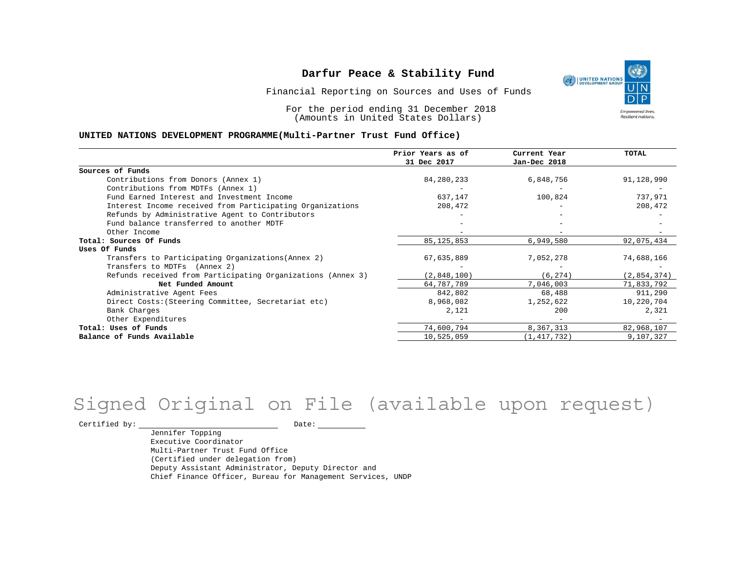# Darfur Peace & Stability Fund

Financial Reporting on Sources and Uses of Funds

For the period ending 31 December 2018
(Amounts in United States Dollars)

**UNITED NATIONS DEVELOPMENT PROGRAMME(Multi-Partner Trust Fund Office)**

| | Prior Years as of 31 Dec 2017 | Current Year Jan-Dec 2018 | TOTAL |
|---|---|---|---|
| **Sources of Funds** | | | |
| Contributions from Donors (Annex 1) | 84,280,233 | 6,848,756 | 91,128,990 |
| Contributions from MDTFs (Annex 1) | - | - | - |
| Fund Earned Interest and Investment Income | 637,147 | 100,824 | 737,971 |
| Interest Income received from Participating Organizations | 208,472 | - | 208,472 |
| Refunds by Administrative Agent to Contributors | - | - | - |
| Fund balance transferred to another MDTF | - | - | - |
| Other Income | - | - | - |
| **Total: Sources Of Funds** | 85,125,853 | 6,949,580 | 92,075,434 |
| **Uses Of Funds** | | | |
| Transfers to Participating Organizations(Annex 2) | 67,635,889 | 7,052,278 | 74,688,166 |
| Transfers to MDTFs (Annex 2) | - | - | - |
| Refunds received from Participating Organizations (Annex 3) | (2,848,100) | (6,274) | (2,854,374) |
| **Net Funded Amount** | 64,787,789 | 7,046,003 | 71,833,792 |
| Administrative Agent Fees | 842,802 | 68,488 | 911,290 |
| Direct Costs:(Steering Committee, Secretariat etc) | 8,968,082 | 1,252,622 | 10,220,704 |
| Bank Charges | 2,121 | 200 | 2,321 |
| Other Expenditures | - | - | - |
| **Total: Uses of Funds** | 74,600,794 | 8,367,313 | 82,968,107 |
| **Balance of Funds Available** | 10,525,059 | (1,417,732) | 9,107,327 |

Signed Original on File (available upon request)

Certified by: ______________________ Date: __________

Jennifer Topping
Executive Coordinator
Multi-Partner Trust Fund Office
(Certified under delegation from)
Deputy Assistant Administrator, Deputy Director and
Chief Finance Officer, Bureau for Management Services, UNDP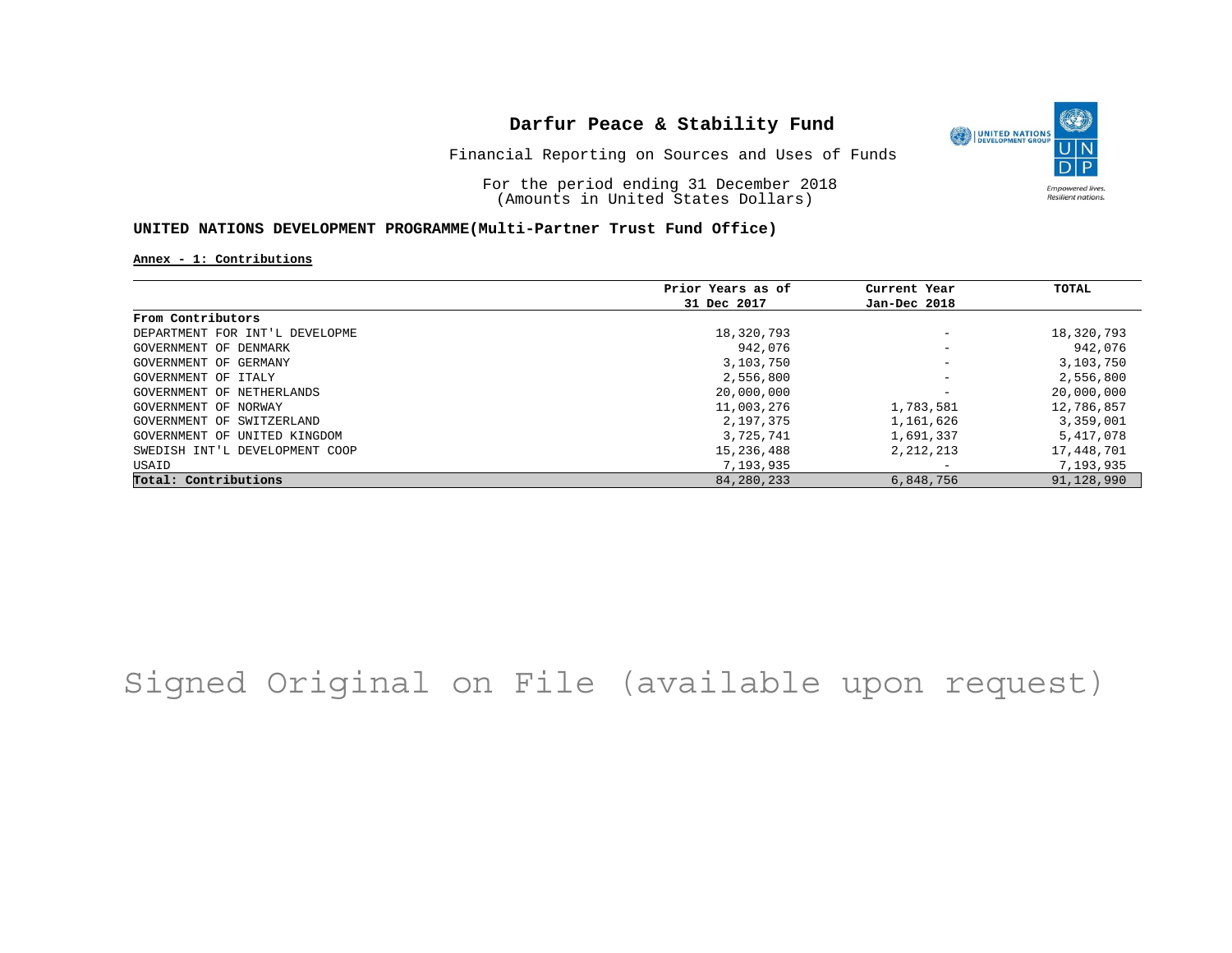# Darfur Peace & Stability Fund

Financial Reporting on Sources and Uses of Funds

For the period ending 31 December 2018
(Amounts in United States Dollars)

**UNITED NATIONS DEVELOPMENT PROGRAMME(Multi-Partner Trust Fund Office)**

**Annex - 1: Contributions**

| | Prior Years as of 31 Dec 2017 | Current Year Jan-Dec 2018 | TOTAL |
|---|---|---|---|
| **From Contributors** | | | |
| DEPARTMENT FOR INT'L DEVELOPME | 18,320,793 | - | 18,320,793 |
| GOVERNMENT OF DENMARK | 942,076 | - | 942,076 |
| GOVERNMENT OF GERMANY | 3,103,750 | - | 3,103,750 |
| GOVERNMENT OF ITALY | 2,556,800 | - | 2,556,800 |
| GOVERNMENT OF NETHERLANDS | 20,000,000 | - | 20,000,000 |
| GOVERNMENT OF NORWAY | 11,003,276 | 1,783,581 | 12,786,857 |
| GOVERNMENT OF SWITZERLAND | 2,197,375 | 1,161,626 | 3,359,001 |
| GOVERNMENT OF UNITED KINGDOM | 3,725,741 | 1,691,337 | 5,417,078 |
| SWEDISH INT'L DEVELOPMENT COOP | 15,236,488 | 2,212,213 | 17,448,701 |
| USAID | 7,193,935 | - | 7,193,935 |
| **Total: Contributions** | 84,280,233 | 6,848,756 | 91,128,990 |

Signed Original on File (available upon request)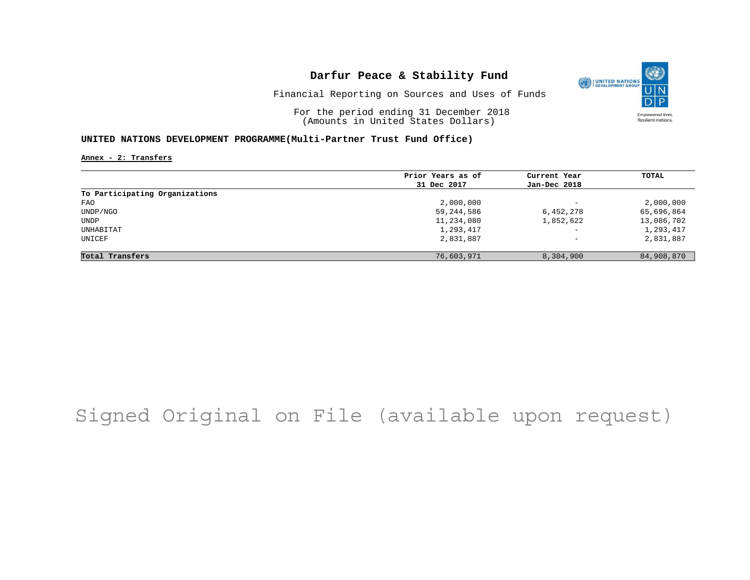# Darfur Peace & Stability Fund

Financial Reporting on Sources and Uses of Funds

For the period ending 31 December 2018
(Amounts in United States Dollars)

## UNITED NATIONS DEVELOPMENT PROGRAMME(Multi-Partner Trust Fund Office)

**Annex - 2: Transfers**

| | Prior Years as of 31 Dec 2017 | Current Year Jan-Dec 2018 | TOTAL |
|---|---|---|---|
| **To Participating Organizations** | | | |
| FAO | 2,000,000 | - | 2,000,000 |
| UNDP/NGO | 59,244,586 | 6,452,278 | 65,696,864 |
| UNDP | 11,234,080 | 1,852,622 | 13,086,702 |
| UNHABITAT | 1,293,417 | - | 1,293,417 |
| UNICEF | 2,831,887 | - | 2,831,887 |
| **Total Transfers** | 76,603,971 | 8,304,900 | 84,908,870 |

Signed Original on File (available upon request)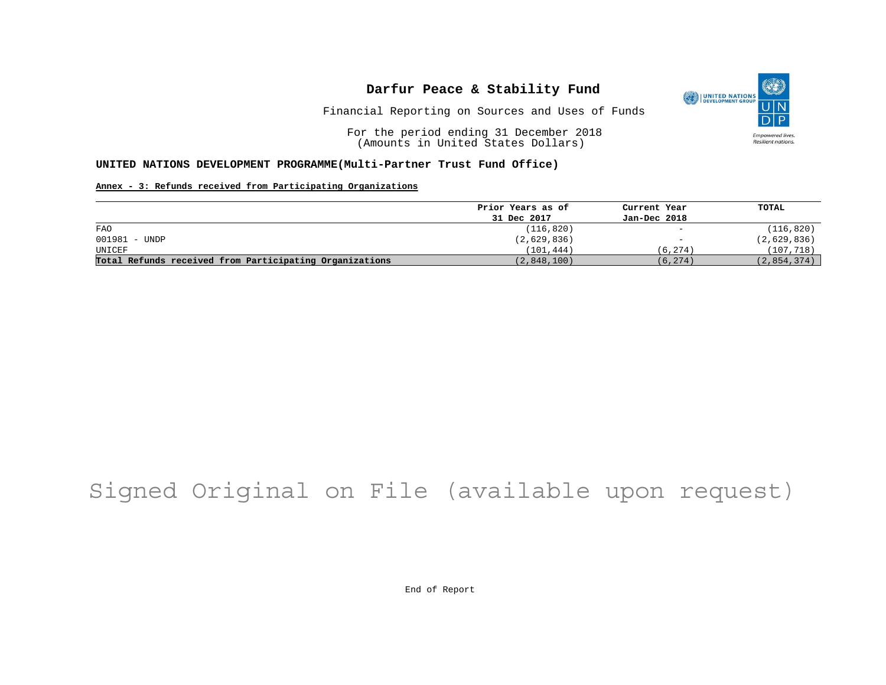**Darfur Peace & Stability Fund**

Financial Reporting on Sources and Uses of Funds

For the period ending 31 December 2018
(Amounts in United States Dollars)

**UNITED NATIONS DEVELOPMENT PROGRAMME(Multi-Partner Trust Fund Office)**

**Annex - 3: Refunds received from Participating Organizations**

| | Prior Years as of 31 Dec 2017 | Current Year Jan-Dec 2018 | TOTAL |
|---|---|---|---|
| FAO | (116,820) | - | (116,820) |
| 001981 - UNDP | (2,629,836) | - | (2,629,836) |
| UNICEF | (101,444) | (6,274) | (107,718) |
| **Total Refunds received from Participating Organizations** | (2,848,100) | (6,274) | (2,854,374) |

Signed Original on File (available upon request)

End of Report